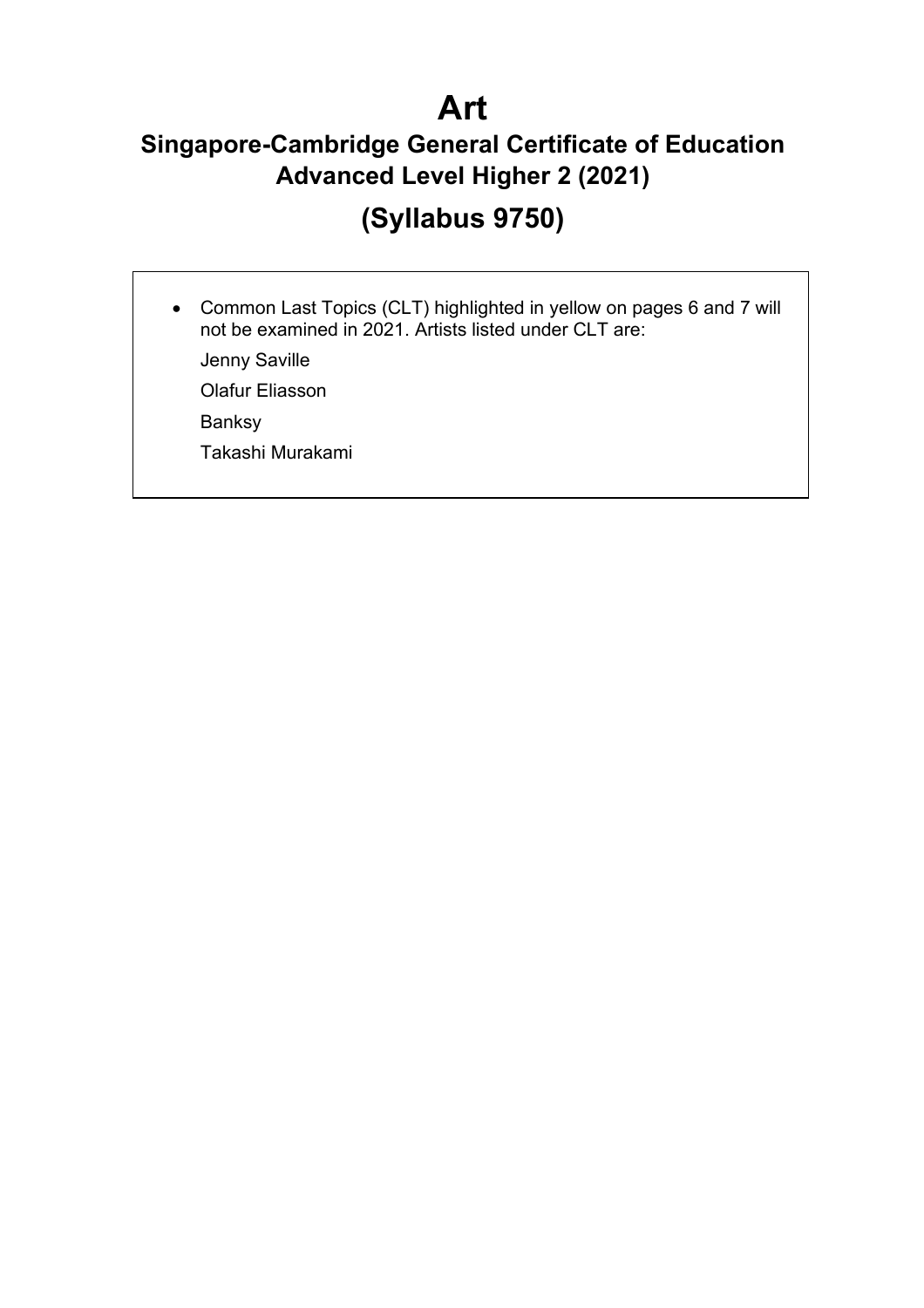# Art

## Singapore-Cambridge General Certificate of Education Advanced Level Higher 2 (2021)

## (Syllabus 9750)

- Common Last Topics (CLT) highlighted in yellow on pages 6 and 7 will not be examined in 2021. Artists listed under CLT are:

  Jenny Saville

  Olafur Eliasson

  Banksy

  Takashi Murakami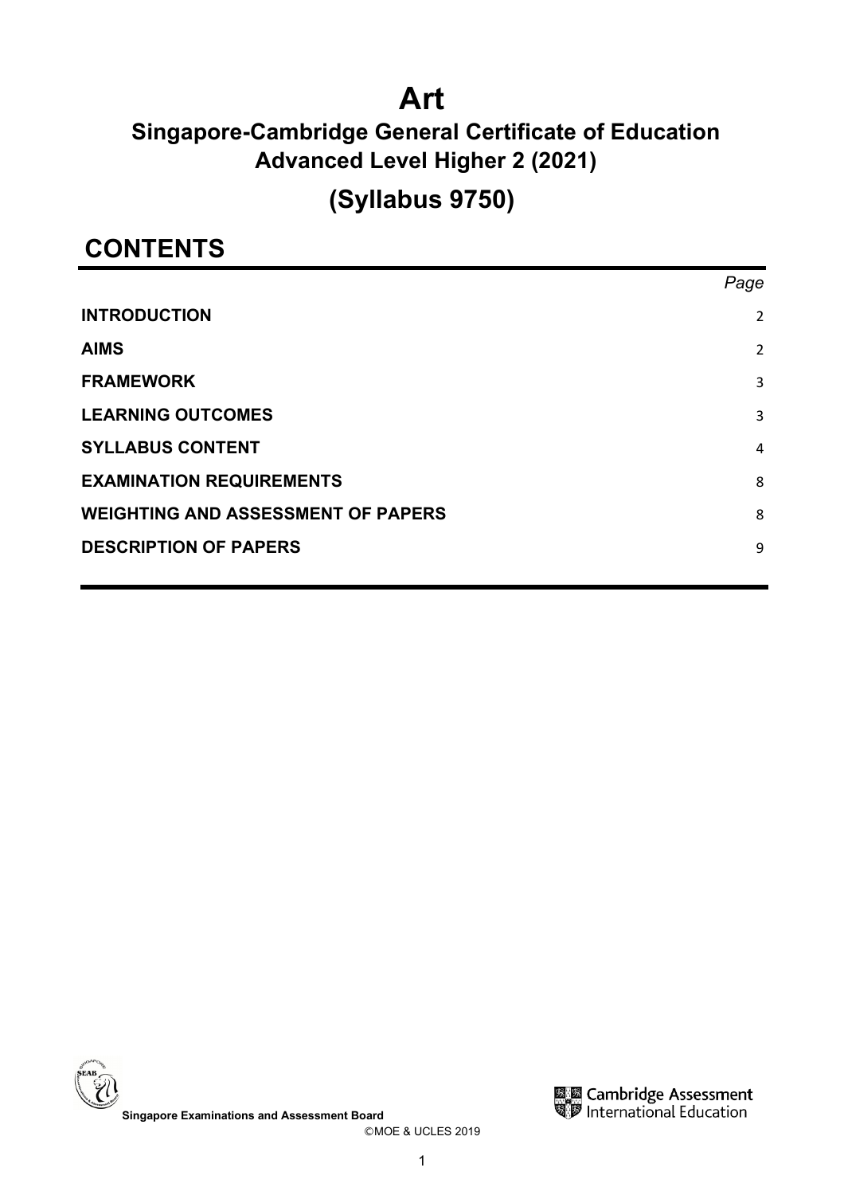# Art

## Singapore-Cambridge General Certificate of Education Advanced Level Higher 2 (2021)

## (Syllabus 9750)

## CONTENTS

| | *Page* |
|---|---|
| **INTRODUCTION** | 2 |
| **AIMS** | 2 |
| **FRAMEWORK** | 3 |
| **LEARNING OUTCOMES** | 3 |
| **SYLLABUS CONTENT** | 4 |
| **EXAMINATION REQUIREMENTS** | 8 |
| **WEIGHTING AND ASSESSMENT OF PAPERS** | 8 |
| **DESCRIPTION OF PAPERS** | 9 |

**Singapore Examinations and Assessment Board**

Cambridge Assessment International Education

©MOE & UCLES 2019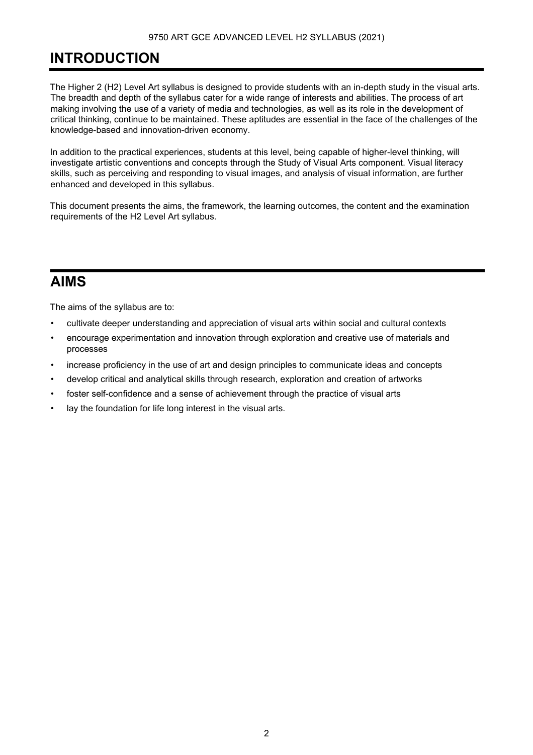# INTRODUCTION

The Higher 2 (H2) Level Art syllabus is designed to provide students with an in-depth study in the visual arts. The breadth and depth of the syllabus cater for a wide range of interests and abilities. The process of art making involving the use of a variety of media and technologies, as well as its role in the development of critical thinking, continue to be maintained. These aptitudes are essential in the face of the challenges of the knowledge-based and innovation-driven economy.

In addition to the practical experiences, students at this level, being capable of higher-level thinking, will investigate artistic conventions and concepts through the Study of Visual Arts component. Visual literacy skills, such as perceiving and responding to visual images, and analysis of visual information, are further enhanced and developed in this syllabus.

This document presents the aims, the framework, the learning outcomes, the content and the examination requirements of the H2 Level Art syllabus.

# AIMS

The aims of the syllabus are to:

- cultivate deeper understanding and appreciation of visual arts within social and cultural contexts
- encourage experimentation and innovation through exploration and creative use of materials and processes
- increase proficiency in the use of art and design principles to communicate ideas and concepts
- develop critical and analytical skills through research, exploration and creation of artworks
- foster self-confidence and a sense of achievement through the practice of visual arts
- lay the foundation for life long interest in the visual arts.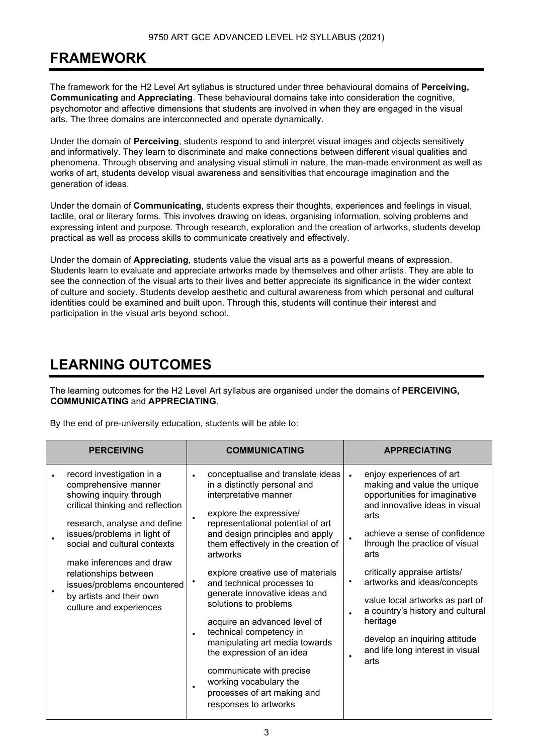# FRAMEWORK

The framework for the H2 Level Art syllabus is structured under three behavioural domains of **Perceiving, Communicating** and **Appreciating**. These behavioural domains take into consideration the cognitive, psychomotor and affective dimensions that students are involved in when they are engaged in the visual arts. The three domains are interconnected and operate dynamically.

Under the domain of **Perceiving**, students respond to and interpret visual images and objects sensitively and informatively. They learn to discriminate and make connections between different visual qualities and phenomena. Through observing and analysing visual stimuli in nature, the man-made environment as well as works of art, students develop visual awareness and sensitivities that encourage imagination and the generation of ideas.

Under the domain of **Communicating**, students express their thoughts, experiences and feelings in visual, tactile, oral or literary forms. This involves drawing on ideas, organising information, solving problems and expressing intent and purpose. Through research, exploration and the creation of artworks, students develop practical as well as process skills to communicate creatively and effectively.

Under the domain of **Appreciating**, students value the visual arts as a powerful means of expression. Students learn to evaluate and appreciate artworks made by themselves and other artists. They are able to see the connection of the visual arts to their lives and better appreciate its significance in the wider context of culture and society. Students develop aesthetic and cultural awareness from which personal and cultural identities could be examined and built upon. Through this, students will continue their interest and participation in the visual arts beyond school.

# LEARNING OUTCOMES

The learning outcomes for the H2 Level Art syllabus are organised under the domains of **PERCEIVING, COMMUNICATING** and **APPRECIATING**.

By the end of pre-university education, students will be able to:

| PERCEIVING | COMMUNICATING | APPRECIATING |
|---|---|---|
| • record investigation in a comprehensive manner showing inquiry through critical thinking and reflection<br>• research, analyse and define issues/problems in light of social and cultural contexts<br>• make inferences and draw relationships between issues/problems encountered by artists and their own culture and experiences | • conceptualise and translate ideas in a distinctly personal and interpretative manner<br>• explore the expressive/ representational potential of art and design principles and apply them effectively in the creation of artworks<br>• explore creative use of materials and technical processes to generate innovative ideas and solutions to problems<br>• acquire an advanced level of technical competency in manipulating art media towards the expression of an idea<br>• communicate with precise working vocabulary the processes of art making and responses to artworks | • enjoy experiences of art making and value the unique opportunities for imaginative and innovative ideas in visual arts<br>• achieve a sense of confidence through the practice of visual arts<br>• critically appraise artists/ artworks and ideas/concepts<br>• value local artworks as part of a country's history and cultural heritage<br>• develop an inquiring attitude and life long interest in visual arts |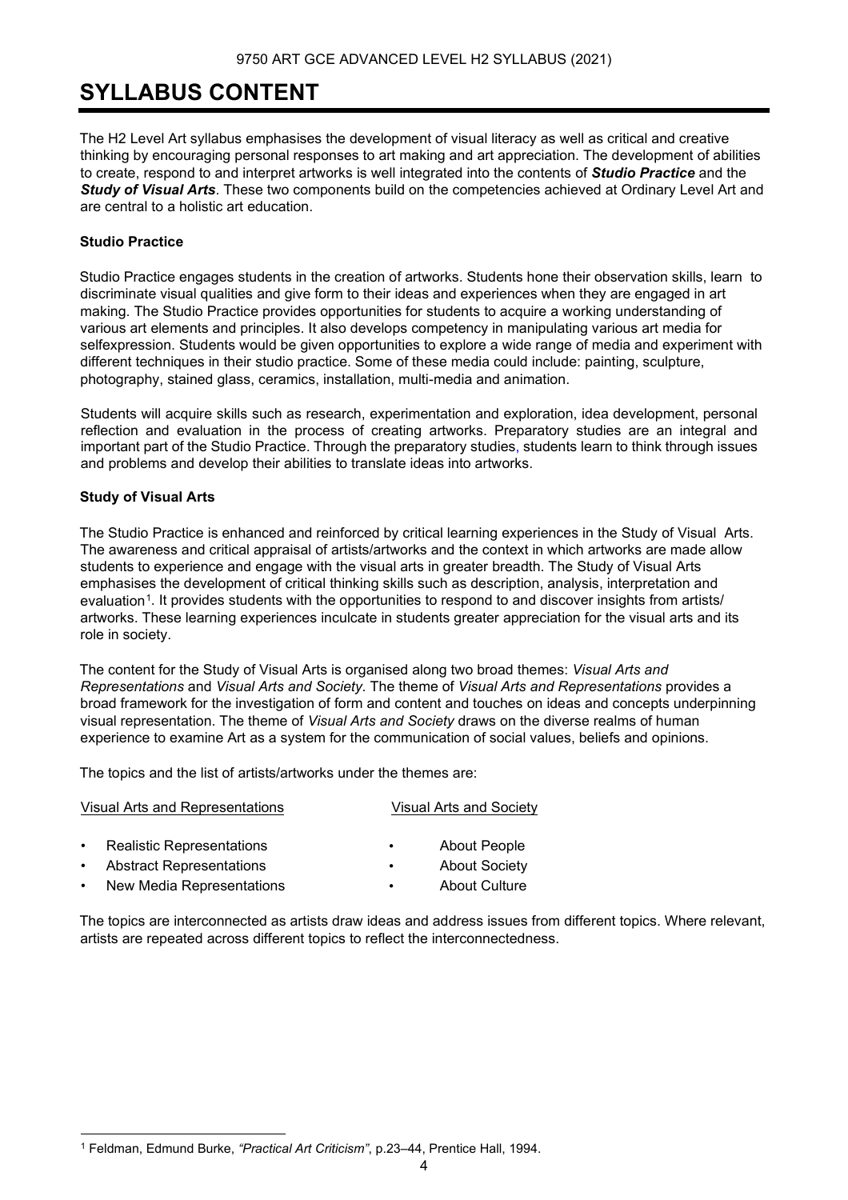# SYLLABUS CONTENT

The H2 Level Art syllabus emphasises the development of visual literacy as well as critical and creative thinking by encouraging personal responses to art making and art appreciation. The development of abilities to create, respond to and interpret artworks is well integrated into the contents of ***Studio Practice*** and the ***Study of Visual Arts***. These two components build on the competencies achieved at Ordinary Level Art and are central to a holistic art education.

**Studio Practice**

Studio Practice engages students in the creation of artworks. Students hone their observation skills, learn to discriminate visual qualities and give form to their ideas and experiences when they are engaged in art making. The Studio Practice provides opportunities for students to acquire a working understanding of various art elements and principles. It also develops competency in manipulating various art media for selfexpression. Students would be given opportunities to explore a wide range of media and experiment with different techniques in their studio practice. Some of these media could include: painting, sculpture, photography, stained glass, ceramics, installation, multi-media and animation.

Students will acquire skills such as research, experimentation and exploration, idea development, personal reflection and evaluation in the process of creating artworks. Preparatory studies are an integral and important part of the Studio Practice. Through the preparatory studies, students learn to think through issues and problems and develop their abilities to translate ideas into artworks.

**Study of Visual Arts**

The Studio Practice is enhanced and reinforced by critical learning experiences in the Study of Visual Arts. The awareness and critical appraisal of artists/artworks and the context in which artworks are made allow students to experience and engage with the visual arts in greater breadth. The Study of Visual Arts emphasises the development of critical thinking skills such as description, analysis, interpretation and evaluation[1]. It provides students with the opportunities to respond to and discover insights from artists/ artworks. These learning experiences inculcate in students greater appreciation for the visual arts and its role in society.

The content for the Study of Visual Arts is organised along two broad themes: *Visual Arts and Representations* and *Visual Arts and Society*. The theme of *Visual Arts and Representations* provides a broad framework for the investigation of form and content and touches on ideas and concepts underpinning visual representation. The theme of *Visual Arts and Society* draws on the diverse realms of human experience to examine Art as a system for the communication of social values, beliefs and opinions.

The topics and the list of artists/artworks under the themes are:

| Visual Arts and Representations | Visual Arts and Society |
| --- | --- |
| • Realistic Representations | • About People |
| • Abstract Representations | • About Society |
| • New Media Representations | • About Culture |

The topics are interconnected as artists draw ideas and address issues from different topics. Where relevant, artists are repeated across different topics to reflect the interconnectedness.

[1] Feldman, Edmund Burke, *"Practical Art Criticism"*, p.23–44, Prentice Hall, 1994.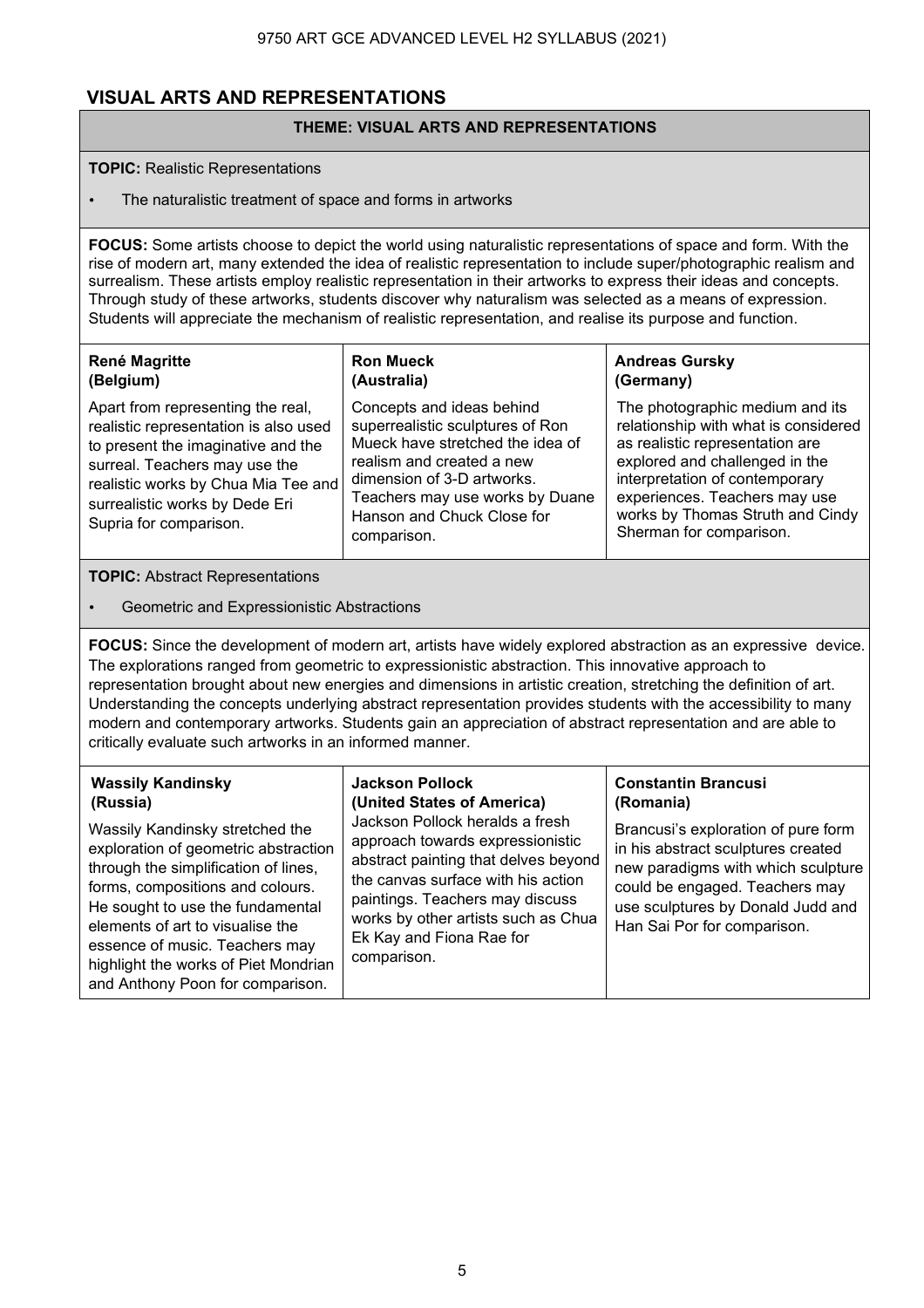## VISUAL ARTS AND REPRESENTATIONS

### THEME: VISUAL ARTS AND REPRESENTATIONS

**TOPIC:** Realistic Representations

- The naturalistic treatment of space and forms in artworks

**FOCUS:** Some artists choose to depict the world using naturalistic representations of space and form. With the rise of modern art, many extended the idea of realistic representation to include super/photographic realism and surrealism. These artists employ realistic representation in their artworks to express their ideas and concepts. Through study of these artworks, students discover why naturalism was selected as a means of expression. Students will appreciate the mechanism of realistic representation, and realise its purpose and function.

| **René Magritte (Belgium)** | **Ron Mueck (Australia)** | **Andreas Gursky (Germany)** |
| --- | --- | --- |
| Apart from representing the real, realistic representation is also used to present the imaginative and the surreal. Teachers may use the realistic works by Chua Mia Tee and surrealistic works by Dede Eri Supria for comparison. | Concepts and ideas behind superrealistic sculptures of Ron Mueck have stretched the idea of realism and created a new dimension of 3-D artworks. Teachers may use works by Duane Hanson and Chuck Close for comparison. | The photographic medium and its relationship with what is considered as realistic representation are explored and challenged in the interpretation of contemporary experiences. Teachers may use works by Thomas Struth and Cindy Sherman for comparison. |

**TOPIC:** Abstract Representations

- Geometric and Expressionistic Abstractions

**FOCUS:** Since the development of modern art, artists have widely explored abstraction as an expressive device. The explorations ranged from geometric to expressionistic abstraction. This innovative approach to representation brought about new energies and dimensions in artistic creation, stretching the definition of art. Understanding the concepts underlying abstract representation provides students with the accessibility to many modern and contemporary artworks. Students gain an appreciation of abstract representation and are able to critically evaluate such artworks in an informed manner.

| **Wassily Kandinsky (Russia)** | **Jackson Pollock (United States of America)** | **Constantin Brancusi (Romania)** |
| --- | --- | --- |
| Wassily Kandinsky stretched the exploration of geometric abstraction through the simplification of lines, forms, compositions and colours. He sought to use the fundamental elements of art to visualise the essence of music. Teachers may highlight the works of Piet Mondrian and Anthony Poon for comparison. | Jackson Pollock heralds a fresh approach towards expressionistic abstract painting that delves beyond the canvas surface with his action paintings. Teachers may discuss works by other artists such as Chua Ek Kay and Fiona Rae for comparison. | Brancusi's exploration of pure form in his abstract sculptures created new paradigms with which sculpture could be engaged. Teachers may use sculptures by Donald Judd and Han Sai Por for comparison. |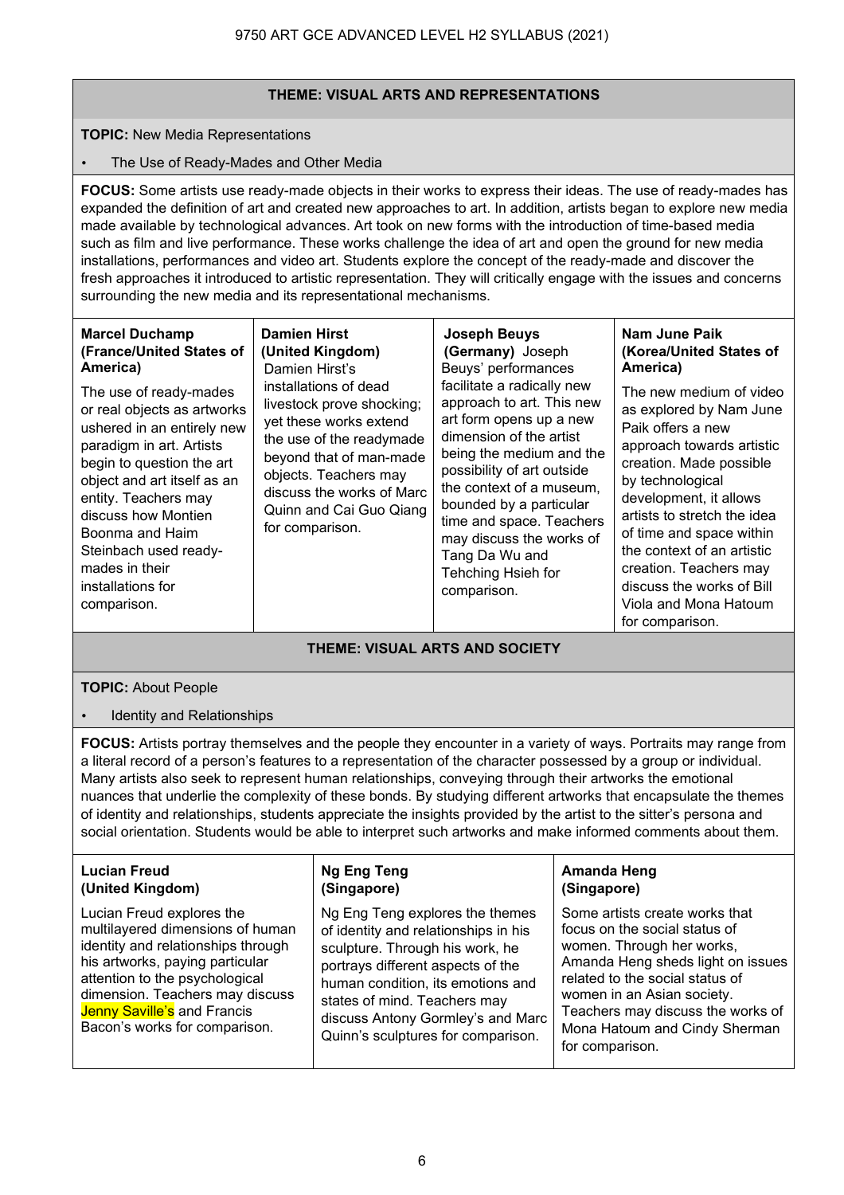## THEME: VISUAL ARTS AND REPRESENTATIONS

**TOPIC:** New Media Representations

- The Use of Ready-Mades and Other Media

**FOCUS:** Some artists use ready-made objects in their works to express their ideas. The use of ready-mades has expanded the definition of art and created new approaches to art. In addition, artists began to explore new media made available by technological advances. Art took on new forms with the introduction of time-based media such as film and live performance. These works challenge the idea of art and open the ground for new media installations, performances and video art. Students explore the concept of the ready-made and discover the fresh approaches it introduced to artistic representation. They will critically engage with the issues and concerns surrounding the new media and its representational mechanisms.

| **Marcel Duchamp (France/United States of America)** | **Damien Hirst (United Kingdom)** | **Joseph Beuys (Germany)** | **Nam June Paik (Korea/United States of America)** |
|---|---|---|---|
| The use of ready-mades or real objects as artworks ushered in an entirely new paradigm in art. Artists begin to question the art object and art itself as an entity. Teachers may discuss how Montien Boonma and Haim Steinbach used ready-mades in their installations for comparison. | Damien Hirst's installations of dead livestock prove shocking; yet these works extend the use of the readymade beyond that of man-made objects. Teachers may discuss the works of Marc Quinn and Cai Guo Qiang for comparison. | Joseph Beuys' performances facilitate a radically new approach to art. This new art form opens up a new dimension of the artist being the medium and the possibility of art outside the context of a museum, bounded by a particular time and space. Teachers may discuss the works of Tang Da Wu and Tehching Hsieh for comparison. | The new medium of video as explored by Nam June Paik offers a new approach towards artistic creation. Made possible by technological development, it allows artists to stretch the idea of time and space within the context of an artistic creation. Teachers may discuss the works of Bill Viola and Mona Hatoum for comparison. |

## THEME: VISUAL ARTS AND SOCIETY

**TOPIC:** About People

- Identity and Relationships

**FOCUS:** Artists portray themselves and the people they encounter in a variety of ways. Portraits may range from a literal record of a person's features to a representation of the character possessed by a group or individual. Many artists also seek to represent human relationships, conveying through their artworks the emotional nuances that underlie the complexity of these bonds. By studying different artworks that encapsulate the themes of identity and relationships, students appreciate the insights provided by the artist to the sitter's persona and social orientation. Students would be able to interpret such artworks and make informed comments about them.

| **Lucian Freud (United Kingdom)** | **Ng Eng Teng (Singapore)** | **Amanda Heng (Singapore)** |
|---|---|---|
| Lucian Freud explores the multilayered dimensions of human identity and relationships through his artworks, paying particular attention to the psychological dimension. Teachers may discuss Jenny Saville's and Francis Bacon's works for comparison. | Ng Eng Teng explores the themes of identity and relationships in his sculpture. Through his work, he portrays different aspects of the human condition, its emotions and states of mind. Teachers may discuss Antony Gormley's and Marc Quinn's sculptures for comparison. | Some artists create works that focus on the social status of women. Through her works, Amanda Heng sheds light on issues related to the social status of women in an Asian society. Teachers may discuss the works of Mona Hatoum and Cindy Sherman for comparison. |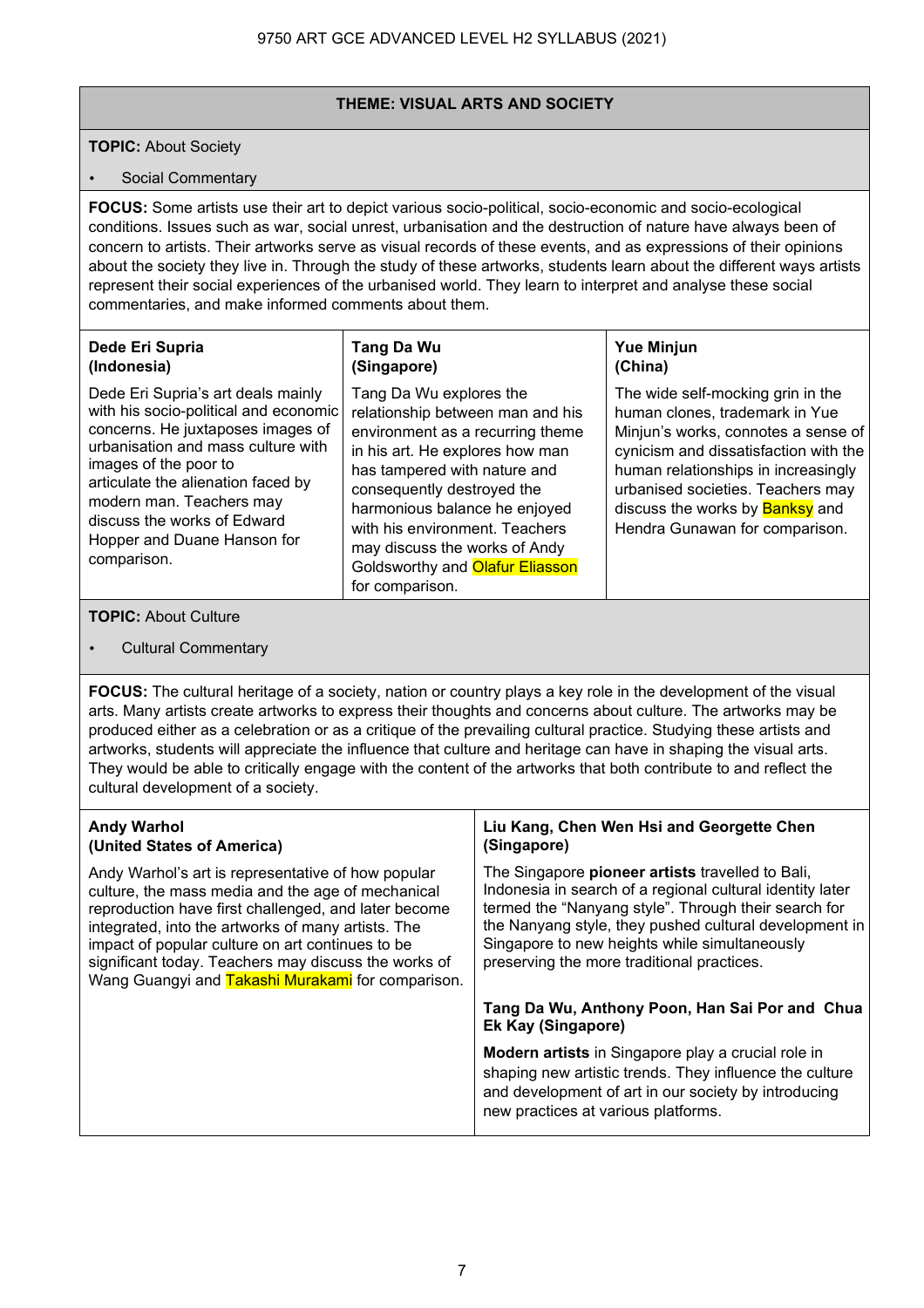## THEME: VISUAL ARTS AND SOCIETY

**TOPIC:** About Society

- Social Commentary

**FOCUS:** Some artists use their art to depict various socio-political, socio-economic and socio-ecological conditions. Issues such as war, social unrest, urbanisation and the destruction of nature have always been of concern to artists. Their artworks serve as visual records of these events, and as expressions of their opinions about the society they live in. Through the study of these artworks, students learn about the different ways artists represent their social experiences of the urbanised world. They learn to interpret and analyse these social commentaries, and make informed comments about them.

| **Dede Eri Supria (Indonesia)** | **Tang Da Wu (Singapore)** | **Yue Minjun (China)** |
|---|---|---|
| Dede Eri Supria's art deals mainly with his socio-political and economic concerns. He juxtaposes images of urbanisation and mass culture with images of the poor to articulate the alienation faced by modern man. Teachers may discuss the works of Edward Hopper and Duane Hanson for comparison. | Tang Da Wu explores the relationship between man and his environment as a recurring theme in his art. He explores how man has tampered with nature and consequently destroyed the harmonious balance he enjoyed with his environment. Teachers may discuss the works of Andy Goldsworthy and Olafur Eliasson for comparison. | The wide self-mocking grin in the human clones, trademark in Yue Minjun's works, connotes a sense of cynicism and dissatisfaction with the human relationships in increasingly urbanised societies. Teachers may discuss the works by Banksy and Hendra Gunawan for comparison. |

**TOPIC:** About Culture

- Cultural Commentary

**FOCUS:** The cultural heritage of a society, nation or country plays a key role in the development of the visual arts. Many artists create artworks to express their thoughts and concerns about culture. The artworks may be produced either as a celebration or as a critique of the prevailing cultural practice. Studying these artists and artworks, students will appreciate the influence that culture and heritage can have in shaping the visual arts. They would be able to critically engage with the content of the artworks that both contribute to and reflect the cultural development of a society.

| **Andy Warhol (United States of America)** | **Liu Kang, Chen Wen Hsi and Georgette Chen (Singapore)** |
|---|---|
| Andy Warhol's art is representative of how popular culture, the mass media and the age of mechanical reproduction have first challenged, and later become integrated, into the artworks of many artists. The impact of popular culture on art continues to be significant today. Teachers may discuss the works of Wang Guangyi and Takashi Murakami for comparison. | The Singapore **pioneer artists** travelled to Bali, Indonesia in search of a regional cultural identity later termed the "Nanyang style". Through their search for the Nanyang style, they pushed cultural development in Singapore to new heights while simultaneously preserving the more traditional practices. |
| | **Tang Da Wu, Anthony Poon, Han Sai Por and Chua Ek Kay (Singapore)** |
| | **Modern artists** in Singapore play a crucial role in shaping new artistic trends. They influence the culture and development of art in our society by introducing new practices at various platforms. |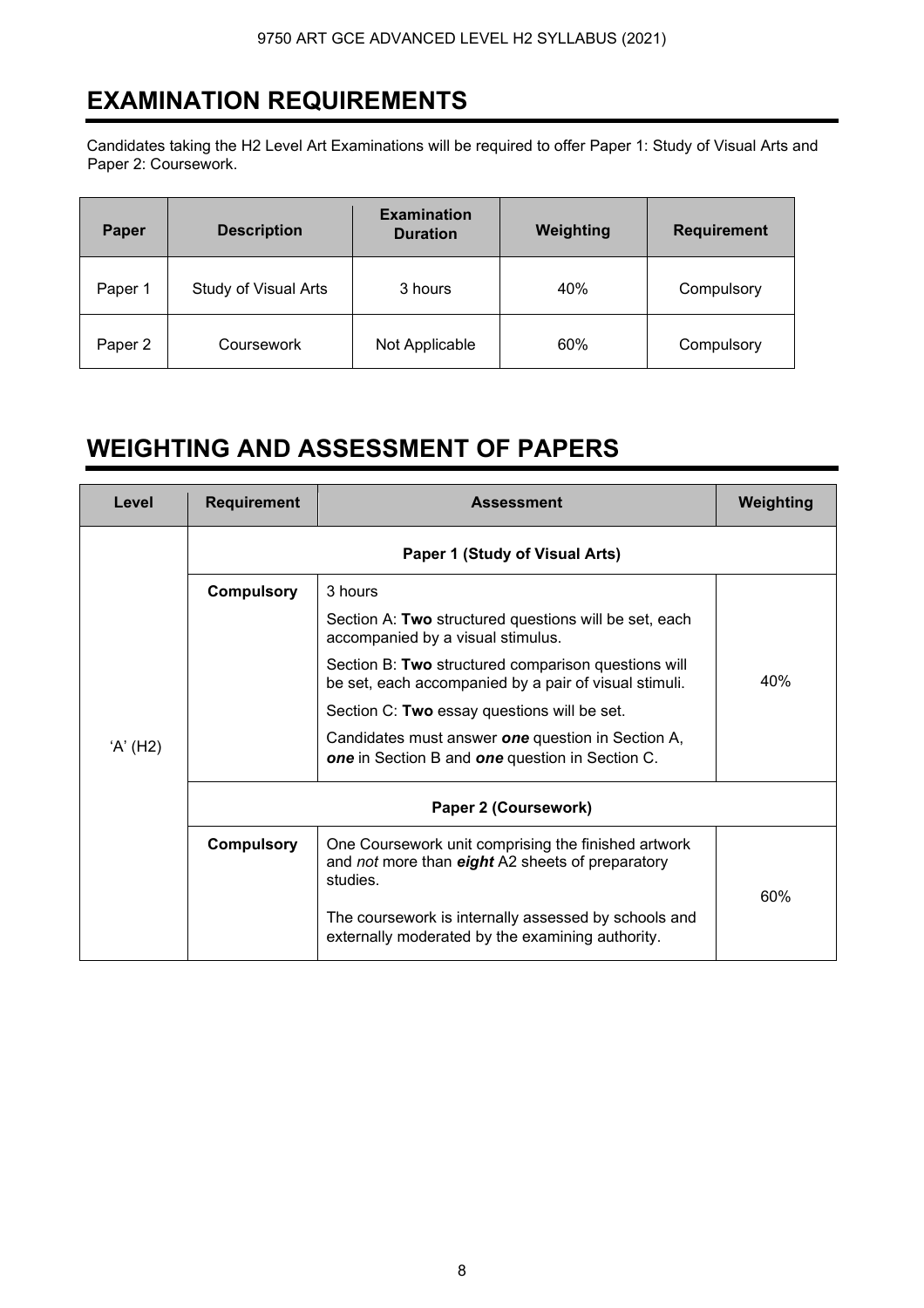# EXAMINATION REQUIREMENTS

Candidates taking the H2 Level Art Examinations will be required to offer Paper 1: Study of Visual Arts and Paper 2: Coursework.

| Paper | Description | Examination Duration | Weighting | Requirement |
|---|---|---|---|---|
| Paper 1 | Study of Visual Arts | 3 hours | 40% | Compulsory |
| Paper 2 | Coursework | Not Applicable | 60% | Compulsory |

# WEIGHTING AND ASSESSMENT OF PAPERS

| Level | Requirement | Assessment | Weighting |
|---|---|---|---|
| 'A' (H2) | **Paper 1 (Study of Visual Arts)** | | |
| | **Compulsory** | 3 hours<br><br>Section A: **Two** structured questions will be set, each accompanied by a visual stimulus.<br><br>Section B: **Two** structured comparison questions will be set, each accompanied by a pair of visual stimuli.<br><br>Section C: **Two** essay questions will be set.<br><br>Candidates must answer ***one*** question in Section A, ***one*** in Section B and ***one*** question in Section C. | 40% |
| | **Paper 2 (Coursework)** | | |
| | **Compulsory** | One Coursework unit comprising the finished artwork and *not* more than ***eight*** A2 sheets of preparatory studies.<br><br>The coursework is internally assessed by schools and externally moderated by the examining authority. | 60% |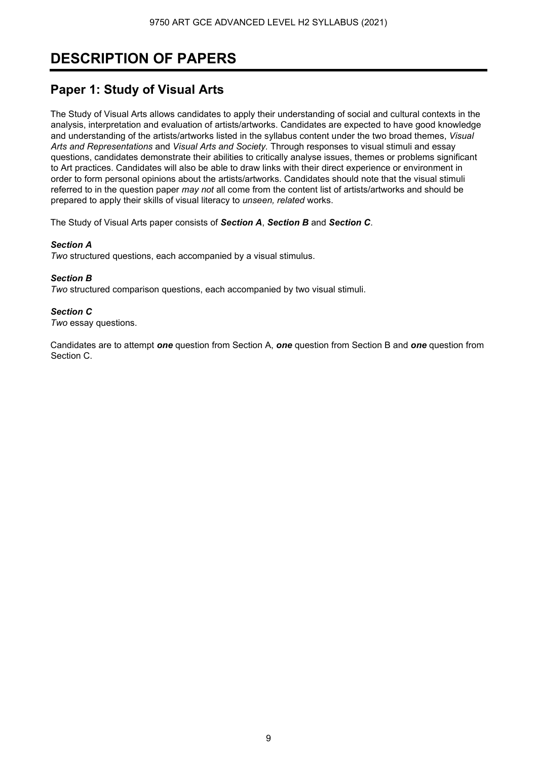# DESCRIPTION OF PAPERS

## Paper 1: Study of Visual Arts

The Study of Visual Arts allows candidates to apply their understanding of social and cultural contexts in the analysis, interpretation and evaluation of artists/artworks. Candidates are expected to have good knowledge and understanding of the artists/artworks listed in the syllabus content under the two broad themes, *Visual Arts and Representations* and *Visual Arts and Society.* Through responses to visual stimuli and essay questions, candidates demonstrate their abilities to critically analyse issues, themes or problems significant to Art practices. Candidates will also be able to draw links with their direct experience or environment in order to form personal opinions about the artists/artworks. Candidates should note that the visual stimuli referred to in the question paper *may not* all come from the content list of artists/artworks and should be prepared to apply their skills of visual literacy to *unseen, related* works.

The Study of Visual Arts paper consists of ***Section A***, ***Section B*** and ***Section C***.

***Section A***
*Two* structured questions, each accompanied by a visual stimulus.

***Section B***
*Two* structured comparison questions, each accompanied by two visual stimuli.

***Section C***
*Two* essay questions.

Candidates are to attempt ***one*** question from Section A, ***one*** question from Section B and ***one*** question from Section C.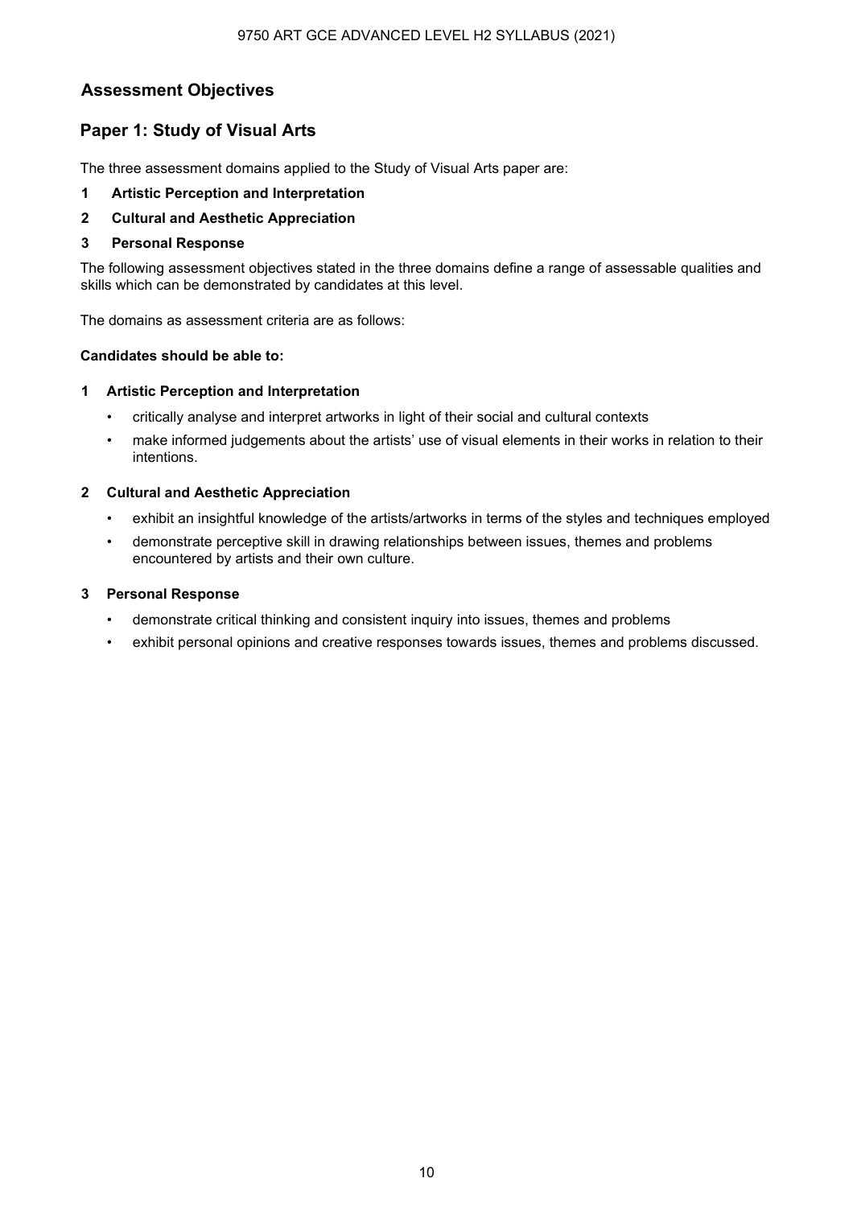## Assessment Objectives

## Paper 1: Study of Visual Arts

The three assessment domains applied to the Study of Visual Arts paper are:

**1 Artistic Perception and Interpretation**

**2 Cultural and Aesthetic Appreciation**

**3 Personal Response**

The following assessment objectives stated in the three domains define a range of assessable qualities and skills which can be demonstrated by candidates at this level.

The domains as assessment criteria are as follows:

**Candidates should be able to:**

**1 Artistic Perception and Interpretation**

- critically analyse and interpret artworks in light of their social and cultural contexts
- make informed judgements about the artists' use of visual elements in their works in relation to their intentions.

**2 Cultural and Aesthetic Appreciation**

- exhibit an insightful knowledge of the artists/artworks in terms of the styles and techniques employed
- demonstrate perceptive skill in drawing relationships between issues, themes and problems encountered by artists and their own culture.

**3 Personal Response**

- demonstrate critical thinking and consistent inquiry into issues, themes and problems
- exhibit personal opinions and creative responses towards issues, themes and problems discussed.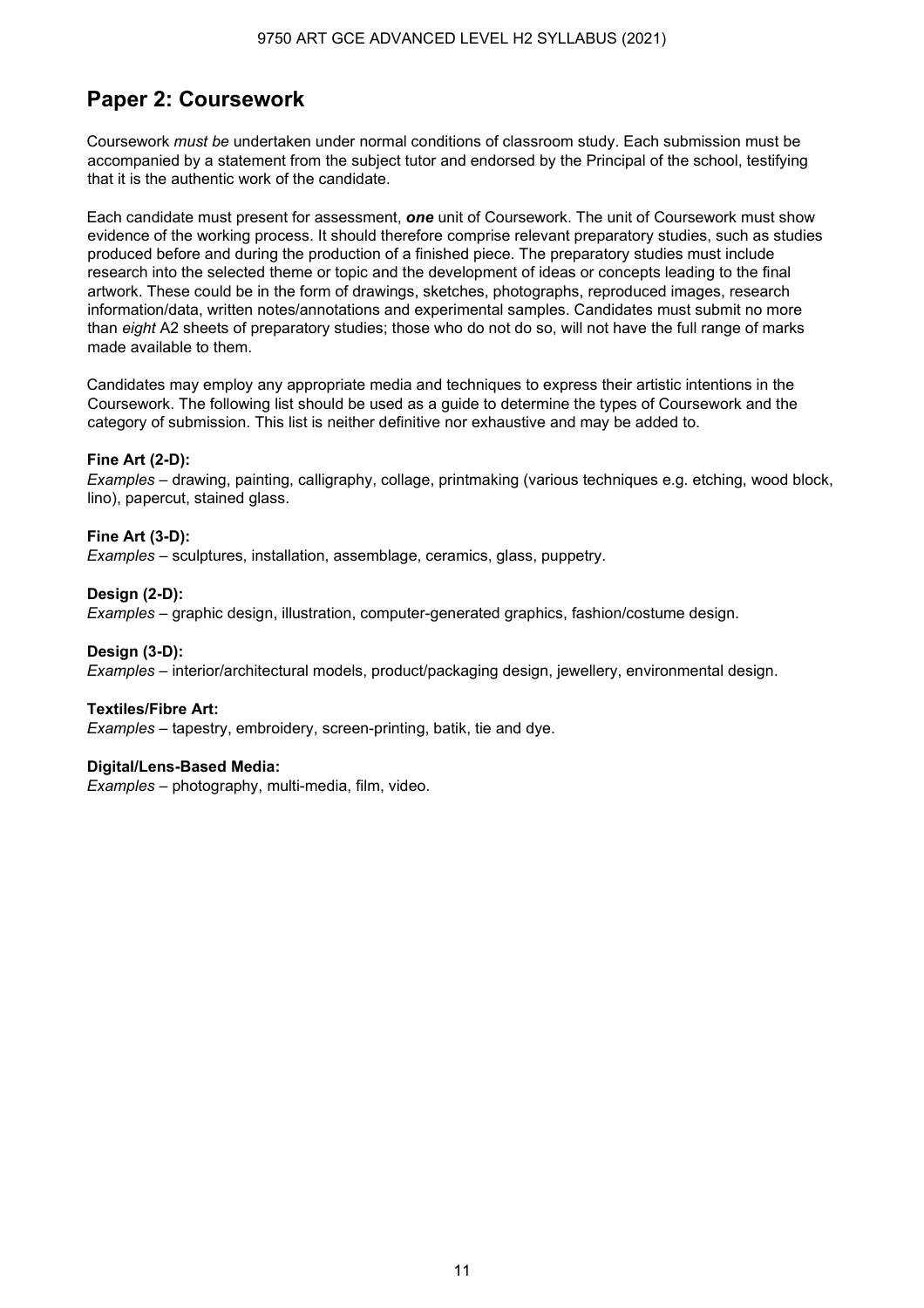## Paper 2: Coursework

Coursework *must be* undertaken under normal conditions of classroom study. Each submission must be accompanied by a statement from the subject tutor and endorsed by the Principal of the school, testifying that it is the authentic work of the candidate.

Each candidate must present for assessment, ***one*** unit of Coursework. The unit of Coursework must show evidence of the working process. It should therefore comprise relevant preparatory studies, such as studies produced before and during the production of a finished piece. The preparatory studies must include research into the selected theme or topic and the development of ideas or concepts leading to the final artwork. These could be in the form of drawings, sketches, photographs, reproduced images, research information/data, written notes/annotations and experimental samples. Candidates must submit no more than *eight* A2 sheets of preparatory studies; those who do not do so, will not have the full range of marks made available to them.

Candidates may employ any appropriate media and techniques to express their artistic intentions in the Coursework. The following list should be used as a guide to determine the types of Coursework and the category of submission. This list is neither definitive nor exhaustive and may be added to.

**Fine Art (2-D):**
*Examples* – drawing, painting, calligraphy, collage, printmaking (various techniques e.g. etching, wood block, lino), papercut, stained glass.

**Fine Art (3-D):**
*Examples* – sculptures, installation, assemblage, ceramics, glass, puppetry.

**Design (2-D):**
*Examples* – graphic design, illustration, computer-generated graphics, fashion/costume design.

**Design (3-D):**
*Examples* – interior/architectural models, product/packaging design, jewellery, environmental design.

**Textiles/Fibre Art:**
*Examples* – tapestry, embroidery, screen-printing, batik, tie and dye.

**Digital/Lens-Based Media:**
*Examples* – photography, multi-media, film, video.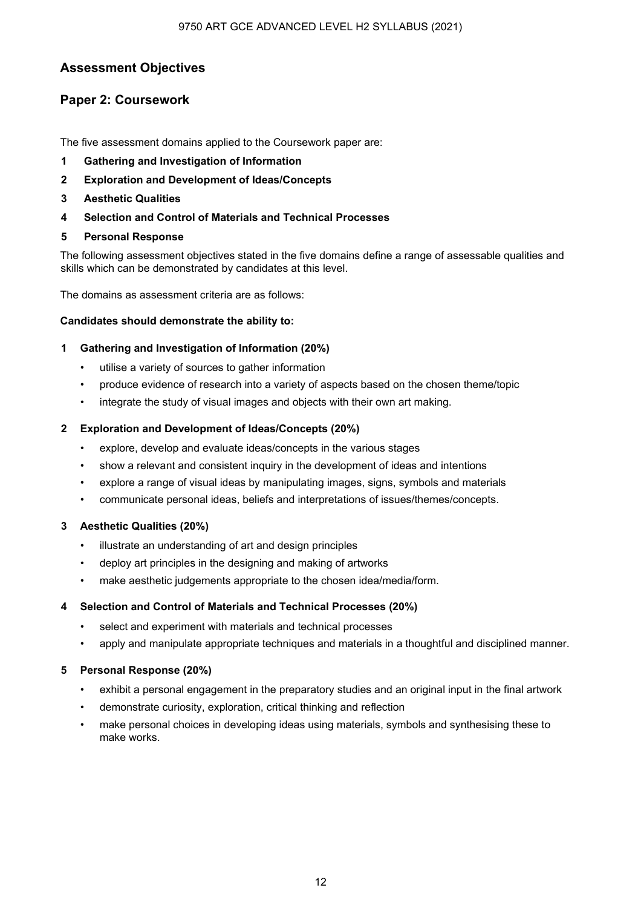## Assessment Objectives

## Paper 2: Coursework

The five assessment domains applied to the Coursework paper are:

1. **Gathering and Investigation of Information**
2. **Exploration and Development of Ideas/Concepts**
3. **Aesthetic Qualities**
4. **Selection and Control of Materials and Technical Processes**
5. **Personal Response**

The following assessment objectives stated in the five domains define a range of assessable qualities and skills which can be demonstrated by candidates at this level.

The domains as assessment criteria are as follows:

**Candidates should demonstrate the ability to:**

**1 Gathering and Investigation of Information (20%)**

- utilise a variety of sources to gather information
- produce evidence of research into a variety of aspects based on the chosen theme/topic
- integrate the study of visual images and objects with their own art making.

**2 Exploration and Development of Ideas/Concepts (20%)**

- explore, develop and evaluate ideas/concepts in the various stages
- show a relevant and consistent inquiry in the development of ideas and intentions
- explore a range of visual ideas by manipulating images, signs, symbols and materials
- communicate personal ideas, beliefs and interpretations of issues/themes/concepts.

**3 Aesthetic Qualities (20%)**

- illustrate an understanding of art and design principles
- deploy art principles in the designing and making of artworks
- make aesthetic judgements appropriate to the chosen idea/media/form.

**4 Selection and Control of Materials and Technical Processes (20%)**

- select and experiment with materials and technical processes
- apply and manipulate appropriate techniques and materials in a thoughtful and disciplined manner.

**5 Personal Response (20%)**

- exhibit a personal engagement in the preparatory studies and an original input in the final artwork
- demonstrate curiosity, exploration, critical thinking and reflection
- make personal choices in developing ideas using materials, symbols and synthesising these to make works.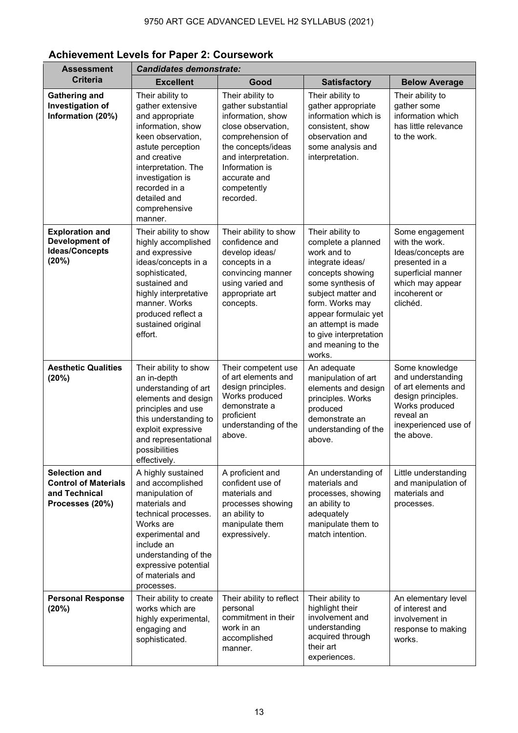## Achievement Levels for Paper 2: Coursework

| Assessment Criteria | *Candidates demonstrate:* | | | |
|---|---|---|---|---|
| | **Excellent** | **Good** | **Satisfactory** | **Below Average** |
| **Gathering and Investigation of Information (20%)** | Their ability to gather extensive and appropriate information, show keen observation, astute perception and creative interpretation. The investigation is recorded in a detailed and comprehensive manner. | Their ability to gather substantial information, show close observation, comprehension of the concepts/ideas and interpretation. Information is accurate and competently recorded. | Their ability to gather appropriate information which is consistent, show observation and some analysis and interpretation. | Their ability to gather some information which has little relevance to the work. |
| **Exploration and Development of Ideas/Concepts (20%)** | Their ability to show highly accomplished and expressive ideas/concepts in a sophisticated, sustained and highly interpretative manner. Works produced reflect a sustained original effort. | Their ability to show confidence and develop ideas/ concepts in a convincing manner using varied and appropriate art concepts. | Their ability to complete a planned work and to integrate ideas/ concepts showing some synthesis of subject matter and form. Works may appear formulaic yet an attempt is made to give interpretation and meaning to the works. | Some engagement with the work. Ideas/concepts are presented in a superficial manner which may appear incoherent or clichéd. |
| **Aesthetic Qualities (20%)** | Their ability to show an in-depth understanding of art elements and design principles and use this understanding to exploit expressive and representational possibilities effectively. | Their competent use of art elements and design principles. Works produced demonstrate a proficient understanding of the above. | An adequate manipulation of art elements and design principles. Works produced demonstrate an understanding of the above. | Some knowledge and understanding of art elements and design principles. Works produced reveal an inexperienced use of the above. |
| **Selection and Control of Materials and Technical Processes (20%)** | A highly sustained and accomplished manipulation of materials and technical processes. Works are experimental and include an understanding of the expressive potential of materials and processes. | A proficient and confident use of materials and processes showing an ability to manipulate them expressively. | An understanding of materials and processes, showing an ability to adequately manipulate them to match intention. | Little understanding and manipulation of materials and processes. |
| **Personal Response (20%)** | Their ability to create works which are highly experimental, engaging and sophisticated. | Their ability to reflect personal commitment in their work in an accomplished manner. | Their ability to highlight their involvement and understanding acquired through their art experiences. | An elementary level of interest and involvement in response to making works. |